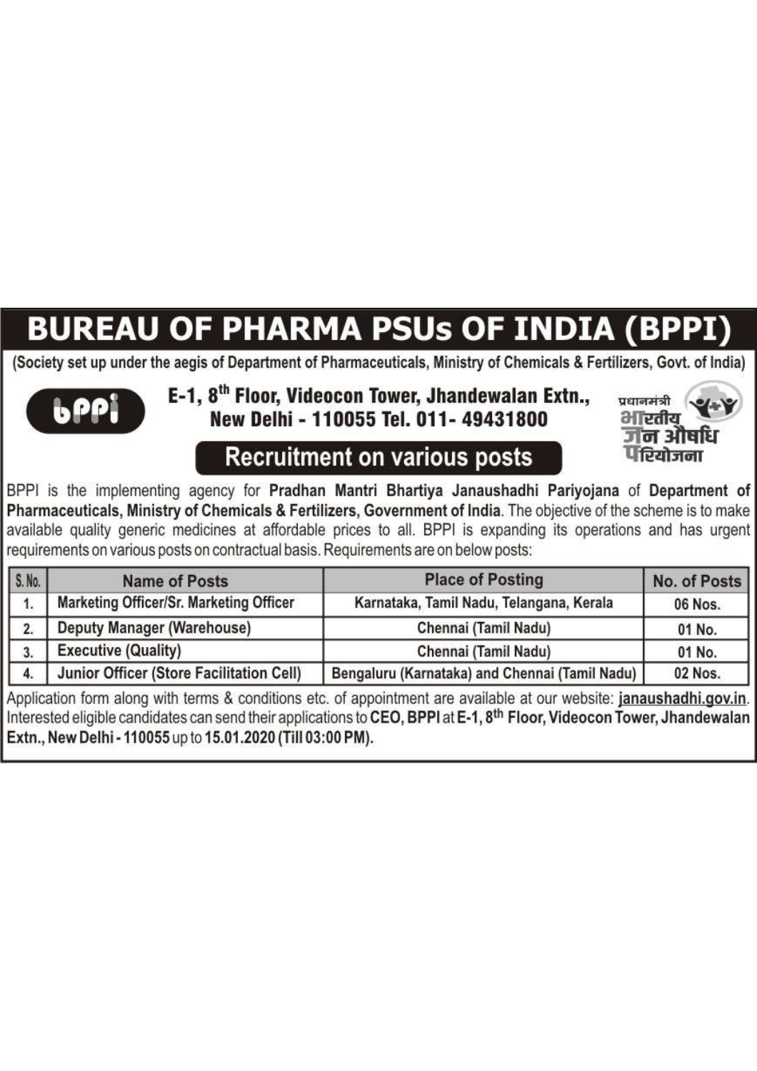# BUREAU OF PHARMA PSUs OF INDIA (BPPI)

**(Society set up under the aegis of Department of Pharmaceuticals, Ministry of Chemicals & Fertilizers, Govt. of India)**

**E-1, 8th Floor, Videocon Tower, Jhandewalan Extn., New Delhi - 110055 Tel. 011- 49431800**

प्रधानमंत्री भारतीय जन औषधि परियोजना

## Recruitment on various posts

BPPI is the implementing agency for **Pradhan Mantri Bhartiya Janaushadhi Pariyojana** of **Department of Pharmaceuticals, Ministry of Chemicals & Fertilizers, Government of India**. The objective of the scheme is to make available quality generic medicines at affordable prices to all. BPPI is expanding its operations and has urgent requirements on various posts on contractual basis. Requirements are on below posts:

| S. No. | Name of Posts | Place of Posting | No. of Posts |
|---|---|---|---|
| 1. | Marketing Officer/Sr. Marketing Officer | Karnataka, Tamil Nadu, Telangana, Kerala | 06 Nos. |
| 2. | Deputy Manager (Warehouse) | Chennai (Tamil Nadu) | 01 No. |
| 3. | Executive (Quality) | Chennai (Tamil Nadu) | 01 No. |
| 4. | Junior Officer (Store Facilitation Cell) | Bengaluru (Karnataka) and Chennai (Tamil Nadu) | 02 Nos. |

Application form along with terms & conditions etc. of appointment are available at our website: **janaushadhi.gov.in**. Interested eligible candidates can send their applications to **CEO, BPPI** at **E-1, 8th Floor, Videocon Tower, Jhandewalan Extn., New Delhi - 110055** up to **15.01.2020 (Till 03:00 PM)**.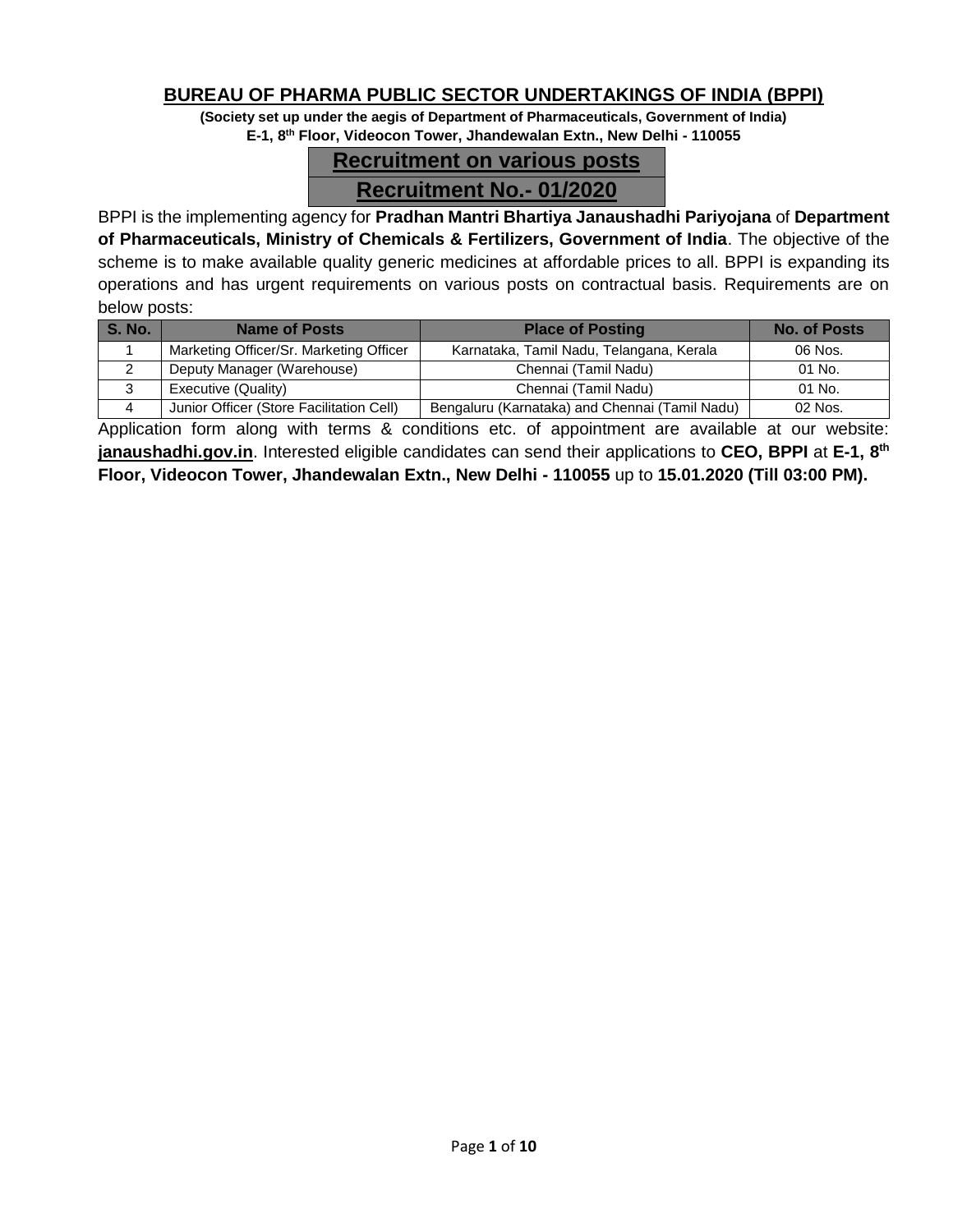# BUREAU OF PHARMA PUBLIC SECTOR UNDERTAKINGS OF INDIA (BPPI)

**(Society set up under the aegis of Department of Pharmaceuticals, Government of India)**
**E-1, 8th Floor, Videocon Tower, Jhandewalan Extn., New Delhi - 110055**

## Recruitment on various posts

## Recruitment No.- 01/2020

BPPI is the implementing agency for **Pradhan Mantri Bhartiya Janaushadhi Pariyojana** of **Department of Pharmaceuticals, Ministry of Chemicals & Fertilizers, Government of India**. The objective of the scheme is to make available quality generic medicines at affordable prices to all. BPPI is expanding its operations and has urgent requirements on various posts on contractual basis. Requirements are on below posts:

| S. No. | Name of Posts | Place of Posting | No. of Posts |
|---|---|---|---|
| 1 | Marketing Officer/Sr. Marketing Officer | Karnataka, Tamil Nadu, Telangana, Kerala | 06 Nos. |
| 2 | Deputy Manager (Warehouse) | Chennai (Tamil Nadu) | 01 No. |
| 3 | Executive (Quality) | Chennai (Tamil Nadu) | 01 No. |
| 4 | Junior Officer (Store Facilitation Cell) | Bengaluru (Karnataka) and Chennai (Tamil Nadu) | 02 Nos. |

Application form along with terms & conditions etc. of appointment are available at our website: **janaushadhi.gov.in**. Interested eligible candidates can send their applications to **CEO, BPPI** at **E-1, 8th Floor, Videocon Tower, Jhandewalan Extn., New Delhi - 110055** up to **15.01.2020 (Till 03:00 PM).**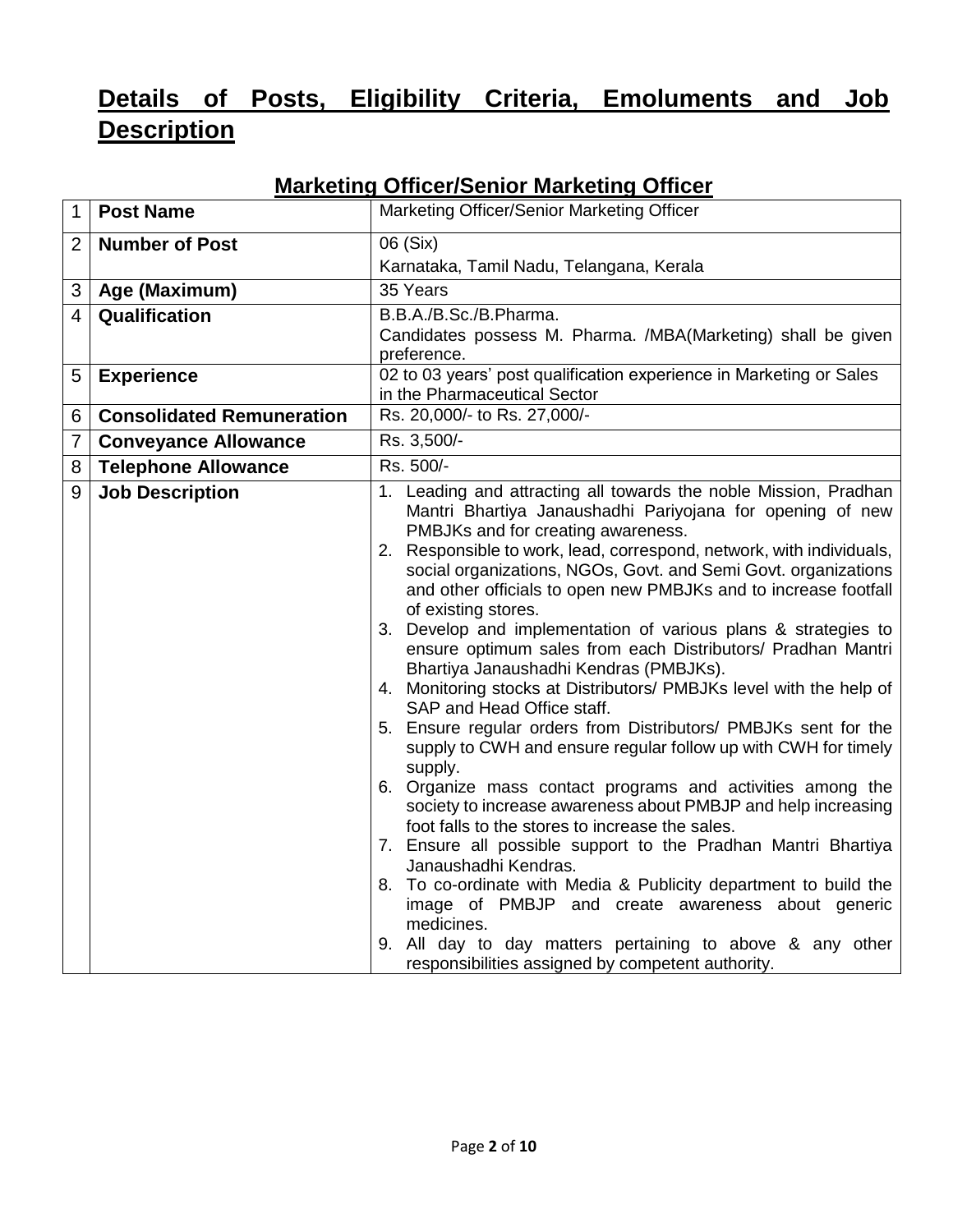# Details of Posts, Eligibility Criteria, Emoluments and Job Description

## Marketing Officer/Senior Marketing Officer

| | | |
|---|---|---|
| 1 | **Post Name** | Marketing Officer/Senior Marketing Officer |
| 2 | **Number of Post** | 06 (Six)<br>Karnataka, Tamil Nadu, Telangana, Kerala |
| 3 | **Age (Maximum)** | 35 Years |
| 4 | **Qualification** | B.B.A./B.Sc./B.Pharma.<br>Candidates possess M. Pharma. /MBA(Marketing) shall be given preference. |
| 5 | **Experience** | 02 to 03 years' post qualification experience in Marketing or Sales in the Pharmaceutical Sector |
| 6 | **Consolidated Remuneration** | Rs. 20,000/- to Rs. 27,000/- |
| 7 | **Conveyance Allowance** | Rs. 3,500/- |
| 8 | **Telephone Allowance** | Rs. 500/- |
| 9 | **Job Description** | 1. Leading and attracting all towards the noble Mission, Pradhan Mantri Bhartiya Janaushadhi Pariyojana for opening of new PMBJKs and for creating awareness.<br>2. Responsible to work, lead, correspond, network, with individuals, social organizations, NGOs, Govt. and Semi Govt. organizations and other officials to open new PMBJKs and to increase footfall of existing stores.<br>3. Develop and implementation of various plans & strategies to ensure optimum sales from each Distributors/ Pradhan Mantri Bhartiya Janaushadhi Kendras (PMBJKs).<br>4. Monitoring stocks at Distributors/ PMBJKs level with the help of SAP and Head Office staff.<br>5. Ensure regular orders from Distributors/ PMBJKs sent for the supply to CWH and ensure regular follow up with CWH for timely supply.<br>6. Organize mass contact programs and activities among the society to increase awareness about PMBJP and help increasing foot falls to the stores to increase the sales.<br>7. Ensure all possible support to the Pradhan Mantri Bhartiya Janaushadhi Kendras.<br>8. To co-ordinate with Media & Publicity department to build the image of PMBJP and create awareness about generic medicines.<br>9. All day to day matters pertaining to above & any other responsibilities assigned by competent authority. |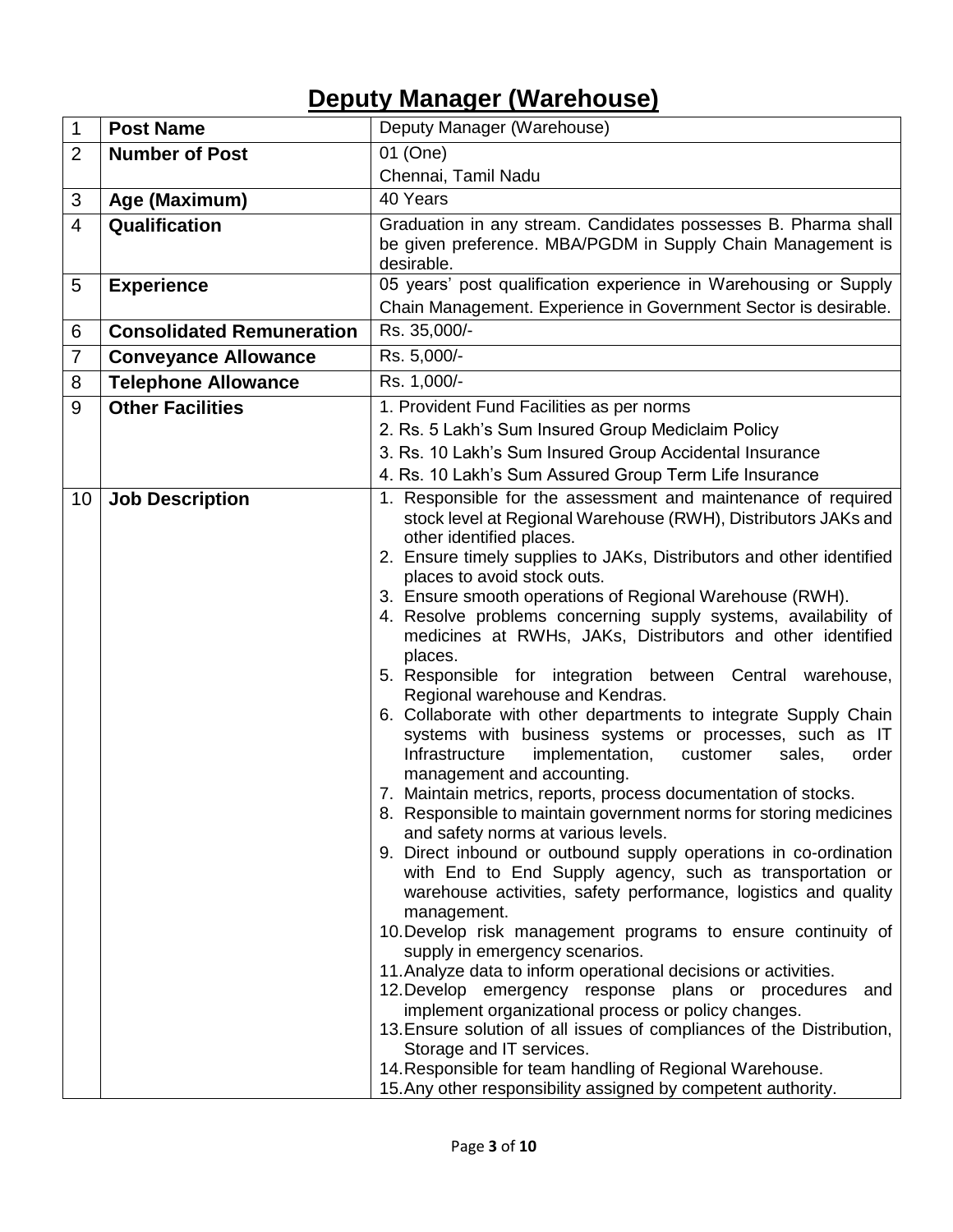# Deputy Manager (Warehouse)

| 1 | **Post Name** | Deputy Manager (Warehouse) |
|---|---|---|
| 2 | **Number of Post** | 01 (One)<br>Chennai, Tamil Nadu |
| 3 | **Age (Maximum)** | 40 Years |
| 4 | **Qualification** | Graduation in any stream. Candidates possesses B. Pharma shall be given preference. MBA/PGDM in Supply Chain Management is desirable. |
| 5 | **Experience** | 05 years' post qualification experience in Warehousing or Supply Chain Management. Experience in Government Sector is desirable. |
| 6 | **Consolidated Remuneration** | Rs. 35,000/- |
| 7 | **Conveyance Allowance** | Rs. 5,000/- |
| 8 | **Telephone Allowance** | Rs. 1,000/- |
| 9 | **Other Facilities** | 1. Provident Fund Facilities as per norms<br>2. Rs. 5 Lakh's Sum Insured Group Mediclaim Policy<br>3. Rs. 10 Lakh's Sum Insured Group Accidental Insurance<br>4. Rs. 10 Lakh's Sum Assured Group Term Life Insurance |
| 10 | **Job Description** | 1. Responsible for the assessment and maintenance of required stock level at Regional Warehouse (RWH), Distributors JAKs and other identified places.<br>2. Ensure timely supplies to JAKs, Distributors and other identified places to avoid stock outs.<br>3. Ensure smooth operations of Regional Warehouse (RWH).<br>4. Resolve problems concerning supply systems, availability of medicines at RWHs, JAKs, Distributors and other identified places.<br>5. Responsible for integration between Central warehouse, Regional warehouse and Kendras.<br>6. Collaborate with other departments to integrate Supply Chain systems with business systems or processes, such as IT Infrastructure implementation, customer sales, order management and accounting.<br>7. Maintain metrics, reports, process documentation of stocks.<br>8. Responsible to maintain government norms for storing medicines and safety norms at various levels.<br>9. Direct inbound or outbound supply operations in co-ordination with End to End Supply agency, such as transportation or warehouse activities, safety performance, logistics and quality management.<br>10. Develop risk management programs to ensure continuity of supply in emergency scenarios.<br>11. Analyze data to inform operational decisions or activities.<br>12. Develop emergency response plans or procedures and implement organizational process or policy changes.<br>13. Ensure solution of all issues of compliances of the Distribution, Storage and IT services.<br>14. Responsible for team handling of Regional Warehouse.<br>15. Any other responsibility assigned by competent authority. |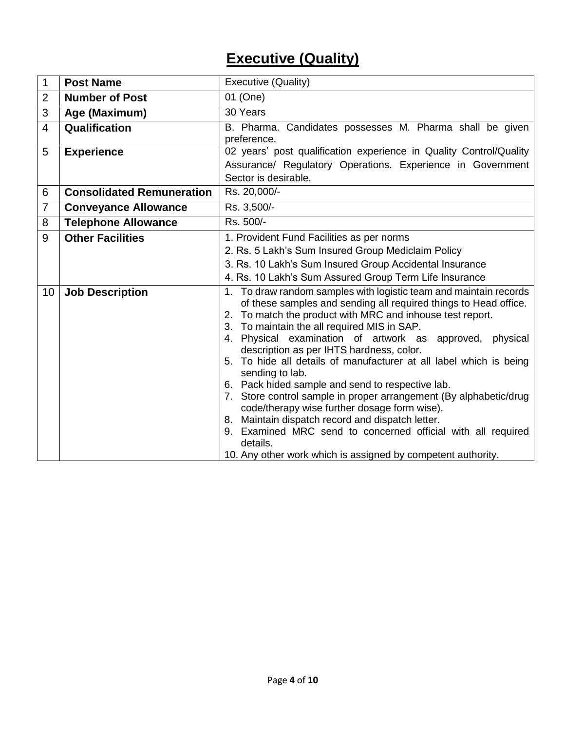# Executive (Quality)

| 1 | **Post Name** | Executive (Quality) |
|---|---|---|
| 2 | **Number of Post** | 01 (One) |
| 3 | **Age (Maximum)** | 30 Years |
| 4 | **Qualification** | B. Pharma. Candidates possesses M. Pharma shall be given preference. |
| 5 | **Experience** | 02 years' post qualification experience in Quality Control/Quality Assurance/ Regulatory Operations. Experience in Government Sector is desirable. |
| 6 | **Consolidated Remuneration** | Rs. 20,000/- |
| 7 | **Conveyance Allowance** | Rs. 3,500/- |
| 8 | **Telephone Allowance** | Rs. 500/- |
| 9 | **Other Facilities** | 1. Provident Fund Facilities as per norms<br>2. Rs. 5 Lakh's Sum Insured Group Mediclaim Policy<br>3. Rs. 10 Lakh's Sum Insured Group Accidental Insurance<br>4. Rs. 10 Lakh's Sum Assured Group Term Life Insurance |
| 10 | **Job Description** | 1. To draw random samples with logistic team and maintain records of these samples and sending all required things to Head office.<br>2. To match the product with MRC and inhouse test report.<br>3. To maintain the all required MIS in SAP.<br>4. Physical examination of artwork as approved, physical description as per IHTS hardness, color.<br>5. To hide all details of manufacturer at all label which is being sending to lab.<br>6. Pack hided sample and send to respective lab.<br>7. Store control sample in proper arrangement (By alphabetic/drug code/therapy wise further dosage form wise).<br>8. Maintain dispatch record and dispatch letter.<br>9. Examined MRC send to concerned official with all required details.<br>10. Any other work which is assigned by competent authority. |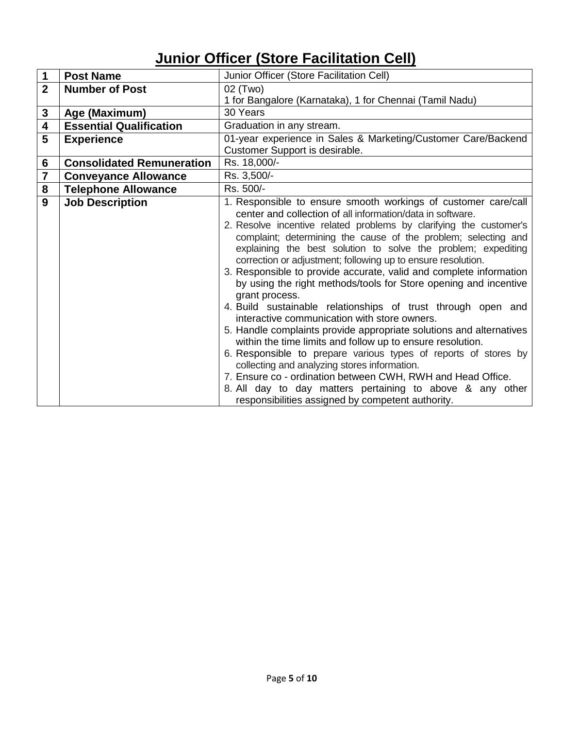# Junior Officer (Store Facilitation Cell)

| | | |
|---|---|---|
| **1** | **Post Name** | Junior Officer (Store Facilitation Cell) |
| **2** | **Number of Post** | 02 (Two)<br>1 for Bangalore (Karnataka), 1 for Chennai (Tamil Nadu) |
| **3** | **Age (Maximum)** | 30 Years |
| **4** | **Essential Qualification** | Graduation in any stream. |
| **5** | **Experience** | 01-year experience in Sales & Marketing/Customer Care/Backend Customer Support is desirable. |
| **6** | **Consolidated Remuneration** | Rs. 18,000/- |
| **7** | **Conveyance Allowance** | Rs. 3,500/- |
| **8** | **Telephone Allowance** | Rs. 500/- |
| **9** | **Job Description** | 1. Responsible to ensure smooth workings of customer care/call center and collection of all information/data in software.<br>2. Resolve incentive related problems by clarifying the customer's complaint; determining the cause of the problem; selecting and explaining the best solution to solve the problem; expediting correction or adjustment; following up to ensure resolution.<br>3. Responsible to provide accurate, valid and complete information by using the right methods/tools for Store opening and incentive grant process.<br>4. Build sustainable relationships of trust through open and interactive communication with store owners.<br>5. Handle complaints provide appropriate solutions and alternatives within the time limits and follow up to ensure resolution.<br>6. Responsible to prepare various types of reports of stores by collecting and analyzing stores information.<br>7. Ensure co - ordination between CWH, RWH and Head Office.<br>8. All day to day matters pertaining to above & any other responsibilities assigned by competent authority. |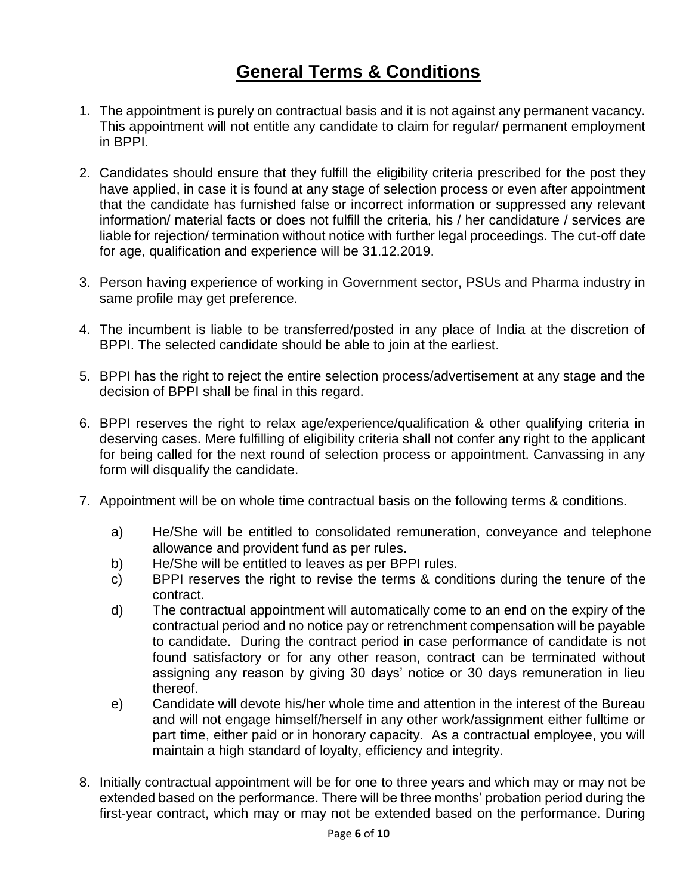# General Terms & Conditions

1. The appointment is purely on contractual basis and it is not against any permanent vacancy. This appointment will not entitle any candidate to claim for regular/ permanent employment in BPPI.

2. Candidates should ensure that they fulfill the eligibility criteria prescribed for the post they have applied, in case it is found at any stage of selection process or even after appointment that the candidate has furnished false or incorrect information or suppressed any relevant information/ material facts or does not fulfill the criteria, his / her candidature / services are liable for rejection/ termination without notice with further legal proceedings. The cut-off date for age, qualification and experience will be 31.12.2019.

3. Person having experience of working in Government sector, PSUs and Pharma industry in same profile may get preference.

4. The incumbent is liable to be transferred/posted in any place of India at the discretion of BPPI. The selected candidate should be able to join at the earliest.

5. BPPI has the right to reject the entire selection process/advertisement at any stage and the decision of BPPI shall be final in this regard.

6. BPPI reserves the right to relax age/experience/qualification & other qualifying criteria in deserving cases. Mere fulfilling of eligibility criteria shall not confer any right to the applicant for being called for the next round of selection process or appointment. Canvassing in any form will disqualify the candidate.

7. Appointment will be on whole time contractual basis on the following terms & conditions.

   a) He/She will be entitled to consolidated remuneration, conveyance and telephone allowance and provident fund as per rules.
   b) He/She will be entitled to leaves as per BPPI rules.
   c) BPPI reserves the right to revise the terms & conditions during the tenure of the contract.
   d) The contractual appointment will automatically come to an end on the expiry of the contractual period and no notice pay or retrenchment compensation will be payable to candidate. During the contract period in case performance of candidate is not found satisfactory or for any other reason, contract can be terminated without assigning any reason by giving 30 days' notice or 30 days remuneration in lieu thereof.
   e) Candidate will devote his/her whole time and attention in the interest of the Bureau and will not engage himself/herself in any other work/assignment either fulltime or part time, either paid or in honorary capacity. As a contractual employee, you will maintain a high standard of loyalty, efficiency and integrity.

8. Initially contractual appointment will be for one to three years and which may or may not be extended based on the performance. There will be three months' probation period during the first-year contract, which may or may not be extended based on the performance. During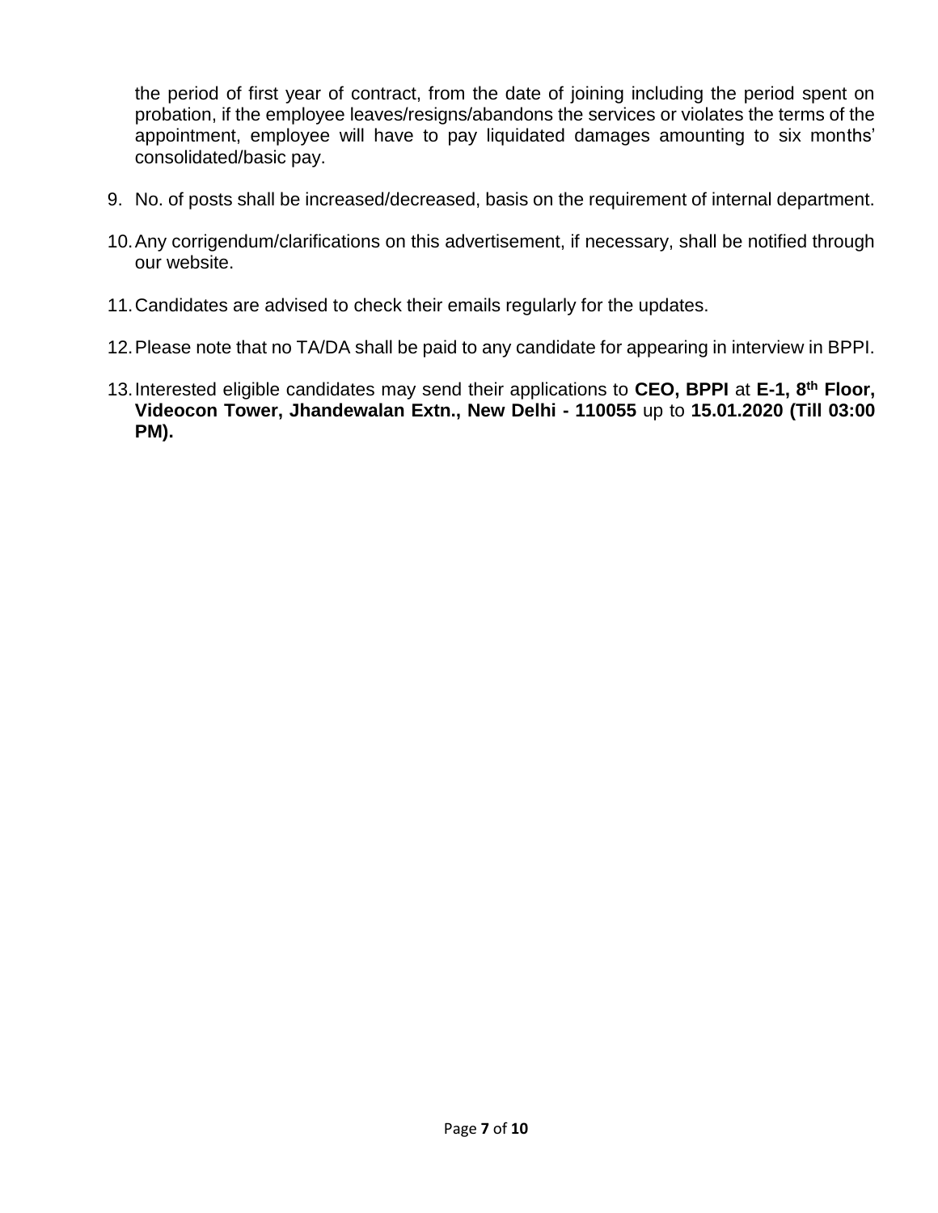the period of first year of contract, from the date of joining including the period spent on probation, if the employee leaves/resigns/abandons the services or violates the terms of the appointment, employee will have to pay liquidated damages amounting to six months' consolidated/basic pay.

9. No. of posts shall be increased/decreased, basis on the requirement of internal department.

10. Any corrigendum/clarifications on this advertisement, if necessary, shall be notified through our website.

11. Candidates are advised to check their emails regularly for the updates.

12. Please note that no TA/DA shall be paid to any candidate for appearing in interview in BPPI.

13. Interested eligible candidates may send their applications to **CEO, BPPI** at **E-1, 8th Floor, Videocon Tower, Jhandewalan Extn., New Delhi - 110055** up to **15.01.2020 (Till 03:00 PM).**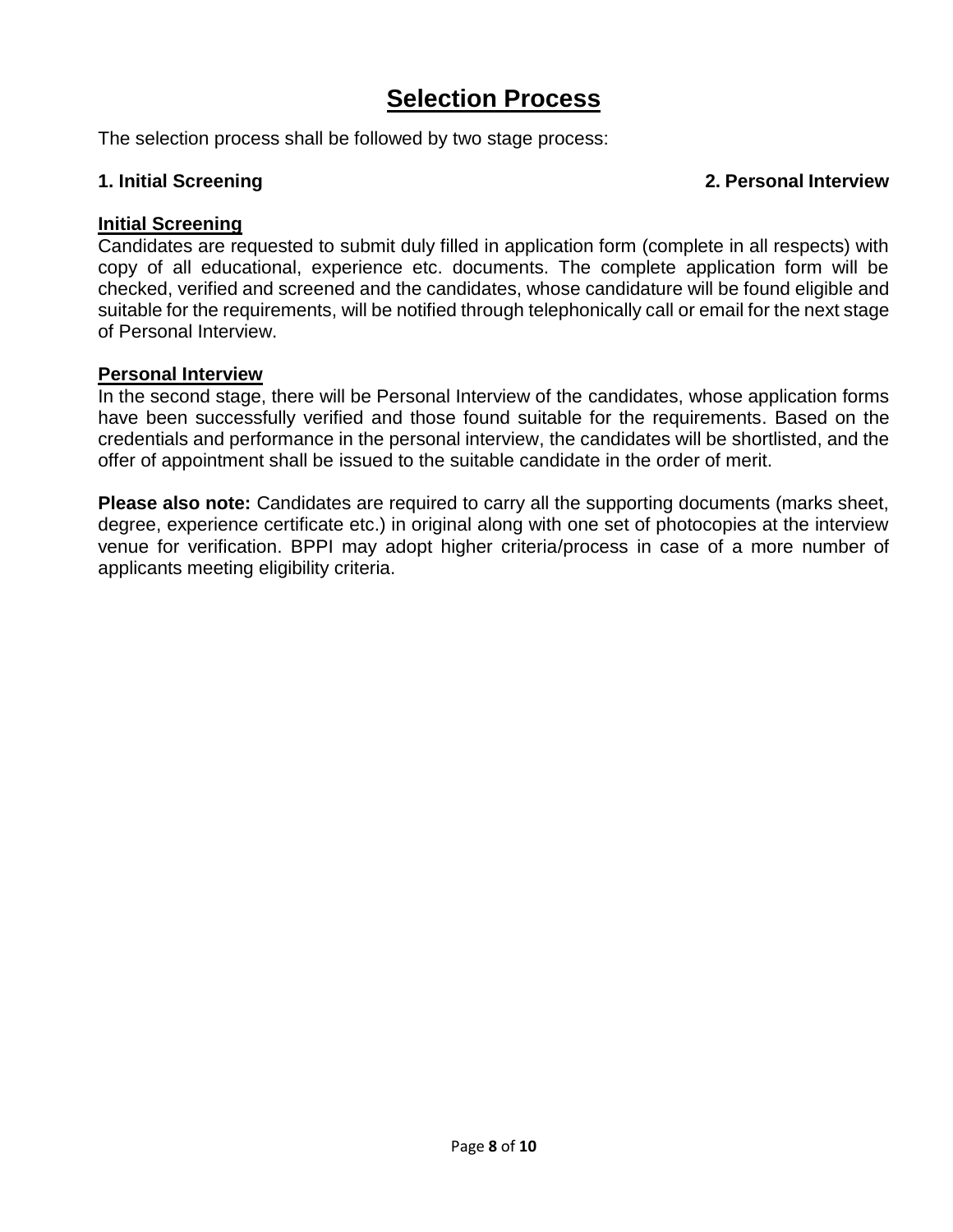# Selection Process

The selection process shall be followed by two stage process:

**1. Initial Screening** **2. Personal Interview**

## Initial Screening

Candidates are requested to submit duly filled in application form (complete in all respects) with copy of all educational, experience etc. documents. The complete application form will be checked, verified and screened and the candidates, whose candidature will be found eligible and suitable for the requirements, will be notified through telephonically call or email for the next stage of Personal Interview.

## Personal Interview

In the second stage, there will be Personal Interview of the candidates, whose application forms have been successfully verified and those found suitable for the requirements. Based on the credentials and performance in the personal interview, the candidates will be shortlisted, and the offer of appointment shall be issued to the suitable candidate in the order of merit.

**Please also note:** Candidates are required to carry all the supporting documents (marks sheet, degree, experience certificate etc.) in original along with one set of photocopies at the interview venue for verification. BPPI may adopt higher criteria/process in case of a more number of applicants meeting eligibility criteria.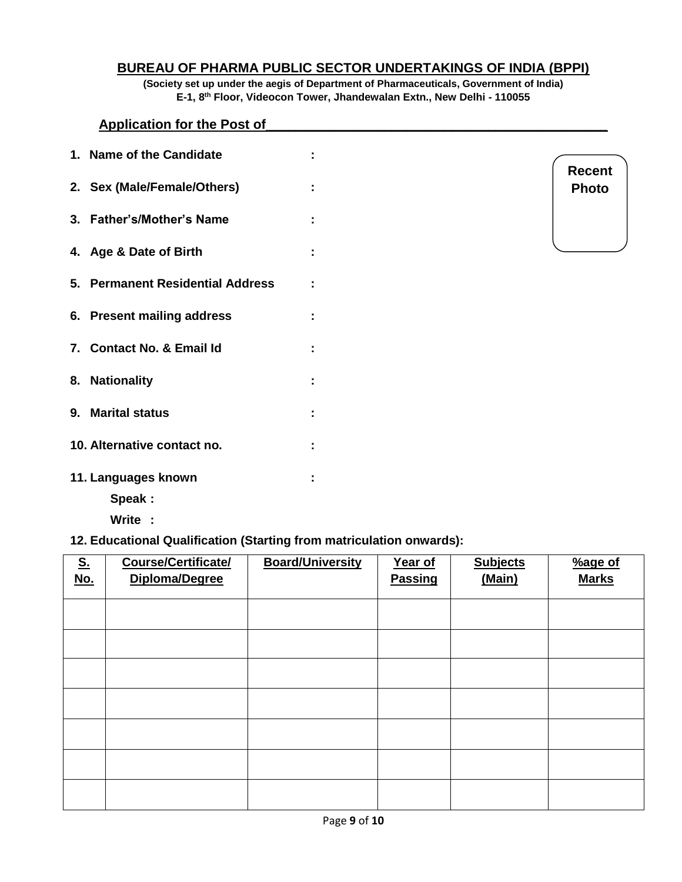## BUREAU OF PHARMA PUBLIC SECTOR UNDERTAKINGS OF INDIA (BPPI)

**(Society set up under the aegis of Department of Pharmaceuticals, Government of India)**
**E-1, 8th Floor, Videocon Tower, Jhandewalan Extn., New Delhi - 110055**

**Application for the Post of_______________________________________________**

Recent Photo

1. **Name of the Candidate :**
2. **Sex (Male/Female/Others) :**
3. **Father's/Mother's Name :**
4. **Age & Date of Birth :**
5. **Permanent Residential Address :**
6. **Present mailing address :**
7. **Contact No. & Email Id :**
8. **Nationality :**
9. **Marital status :**
10. **Alternative contact no. :**
11. **Languages known :**

    **Speak :**

    **Write :**

12. **Educational Qualification (Starting from matriculation onwards):**

| S. No. | Course/Certificate/ Diploma/Degree | Board/University | Year of Passing | Subjects (Main) | %age of Marks |
|---|---|---|---|---|---|
| | | | | | |
| | | | | | |
| | | | | | |
| | | | | | |
| | | | | | |
| | | | | | |
| | | | | | |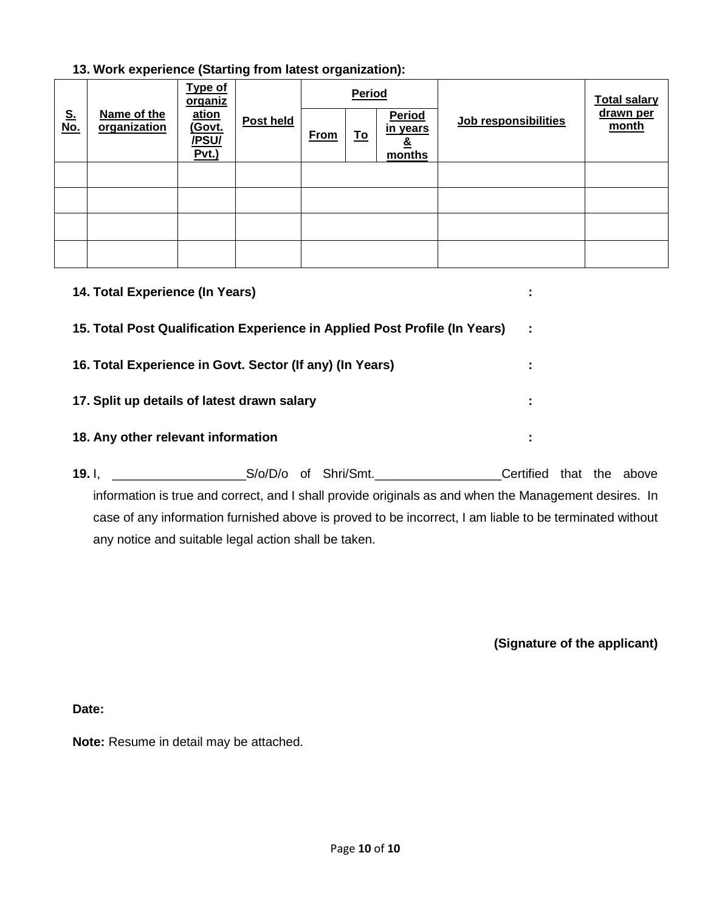**13. Work experience (Starting from latest organization):**

| S. No. | Name of the organization | Type of organization (Govt. /PSU/ Pvt.) | Post held | Period | | | Job responsibilities | Total salary drawn per month |
|---|---|---|---|---|---|---|---|---|
| | | | | From | To | Period in years & months | | |
| | | | | | | | | |
| | | | | | | | | |
| | | | | | | | | |
| | | | | | | | | |

**14. Total Experience (In Years)** :

**15. Total Post Qualification Experience in Applied Post Profile (In Years)** :

**16. Total Experience in Govt. Sector (If any) (In Years)** :

**17. Split up details of latest drawn salary** :

**18. Any other relevant information** :

**19.** I, ___________________S/o/D/o of Shri/Smt.__________________Certified that the above information is true and correct, and I shall provide originals as and when the Management desires. In case of any information furnished above is proved to be incorrect, I am liable to be terminated without any notice and suitable legal action shall be taken.

**(Signature of the applicant)**

**Date:**

**Note:** Resume in detail may be attached.